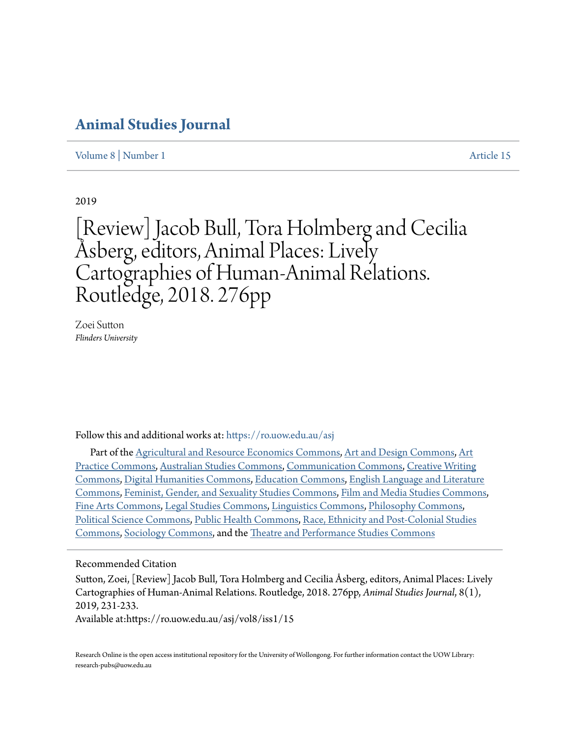# Animal Studies Journal

Volume 8 | Number 1 Article 15

2019

# [Review] Jacob Bull, Tora Holmberg and Cecilia Åsberg, editors, Animal Places: Lively Cartographies of Human-Animal Relations. Routledge, 2018. 276pp

Zoei Sutton
*Flinders University*

Follow this and additional works at: https://ro.uow.edu.au/asj

Part of the Agricultural and Resource Economics Commons, Art and Design Commons, Art Practice Commons, Australian Studies Commons, Communication Commons, Creative Writing Commons, Digital Humanities Commons, Education Commons, English Language and Literature Commons, Feminist, Gender, and Sexuality Studies Commons, Film and Media Studies Commons, Fine Arts Commons, Legal Studies Commons, Linguistics Commons, Philosophy Commons, Political Science Commons, Public Health Commons, Race, Ethnicity and Post-Colonial Studies Commons, Sociology Commons, and the Theatre and Performance Studies Commons

Recommended Citation

Sutton, Zoei, [Review] Jacob Bull, Tora Holmberg and Cecilia Åsberg, editors, Animal Places: Lively Cartographies of Human-Animal Relations. Routledge, 2018. 276pp, *Animal Studies Journal*, 8(1), 2019, 231-233.
Available at:https://ro.uow.edu.au/asj/vol8/iss1/15

Research Online is the open access institutional repository for the University of Wollongong. For further information contact the UOW Library: research-pubs@uow.edu.au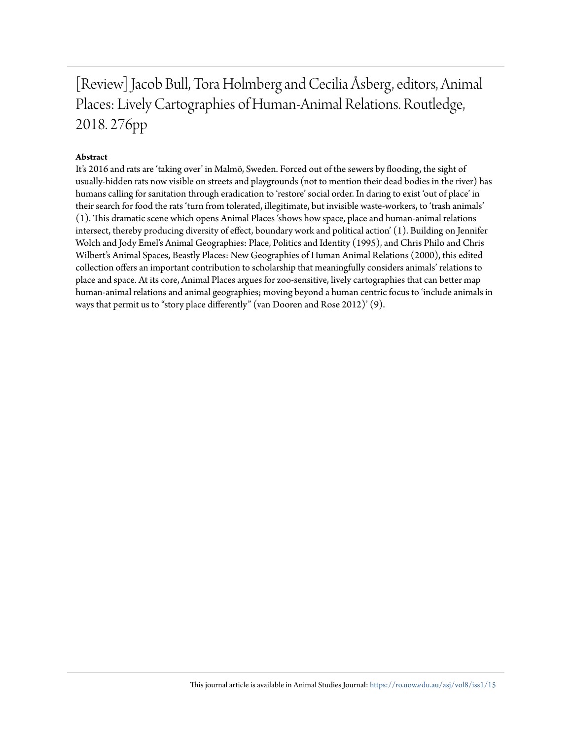# [Review] Jacob Bull, Tora Holmberg and Cecilia Åsberg, editors, Animal Places: Lively Cartographies of Human-Animal Relations. Routledge, 2018. 276pp

**Abstract**

It's 2016 and rats are 'taking over' in Malmö, Sweden. Forced out of the sewers by flooding, the sight of usually-hidden rats now visible on streets and playgrounds (not to mention their dead bodies in the river) has humans calling for sanitation through eradication to 'restore' social order. In daring to exist 'out of place' in their search for food the rats 'turn from tolerated, illegitimate, but invisible waste-workers, to 'trash animals' (1). This dramatic scene which opens Animal Places 'shows how space, place and human-animal relations intersect, thereby producing diversity of effect, boundary work and political action' (1). Building on Jennifer Wolch and Jody Emel's Animal Geographies: Place, Politics and Identity (1995), and Chris Philo and Chris Wilbert's Animal Spaces, Beastly Places: New Geographies of Human Animal Relations (2000), this edited collection offers an important contribution to scholarship that meaningfully considers animals' relations to place and space. At its core, Animal Places argues for zoo-sensitive, lively cartographies that can better map human-animal relations and animal geographies; moving beyond a human centric focus to 'include animals in ways that permit us to "story place differently" (van Dooren and Rose 2012)' (9).

This journal article is available in Animal Studies Journal: https://ro.uow.edu.au/asj/vol8/iss1/15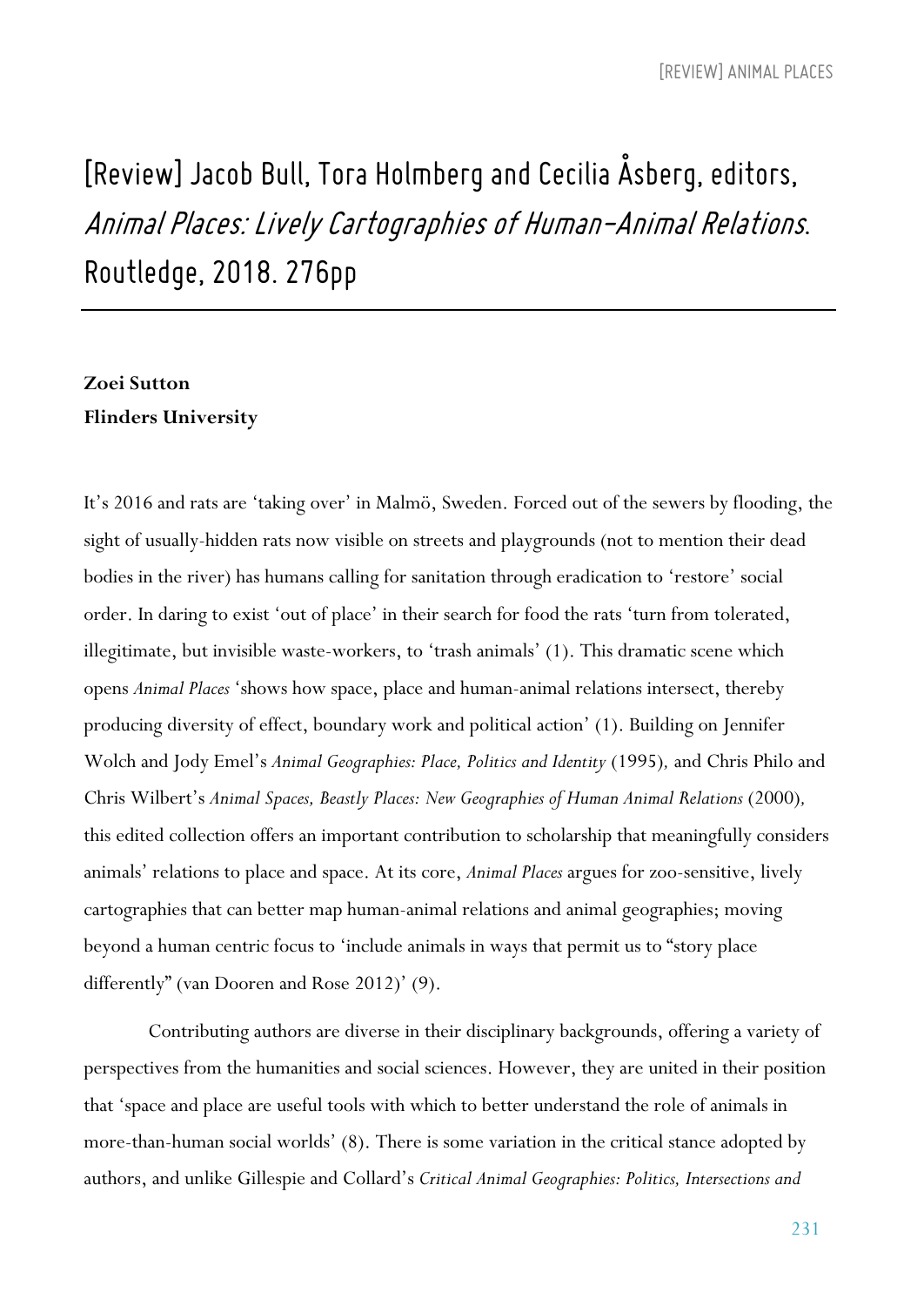# [Review] Jacob Bull, Tora Holmberg and Cecilia Åsberg, editors, *Animal Places: Lively Cartographies of Human-Animal Relations*. Routledge, 2018. 276pp

**Zoei Sutton**
**Flinders University**

It's 2016 and rats are 'taking over' in Malmö, Sweden. Forced out of the sewers by flooding, the sight of usually-hidden rats now visible on streets and playgrounds (not to mention their dead bodies in the river) has humans calling for sanitation through eradication to 'restore' social order. In daring to exist 'out of place' in their search for food the rats 'turn from tolerated, illegitimate, but invisible waste-workers, to 'trash animals' (1). This dramatic scene which opens *Animal Places* 'shows how space, place and human-animal relations intersect, thereby producing diversity of effect, boundary work and political action' (1). Building on Jennifer Wolch and Jody Emel's *Animal Geographies: Place, Politics and Identity* (1995), and Chris Philo and Chris Wilbert's *Animal Spaces, Beastly Places: New Geographies of Human Animal Relations* (2000), this edited collection offers an important contribution to scholarship that meaningfully considers animals' relations to place and space. At its core, *Animal Places* argues for zoo-sensitive, lively cartographies that can better map human-animal relations and animal geographies; moving beyond a human centric focus to 'include animals in ways that permit us to "story place differently" (van Dooren and Rose 2012)' (9).

Contributing authors are diverse in their disciplinary backgrounds, offering a variety of perspectives from the humanities and social sciences. However, they are united in their position that 'space and place are useful tools with which to better understand the role of animals in more-than-human social worlds' (8). There is some variation in the critical stance adopted by authors, and unlike Gillespie and Collard's *Critical Animal Geographies: Politics, Intersections and*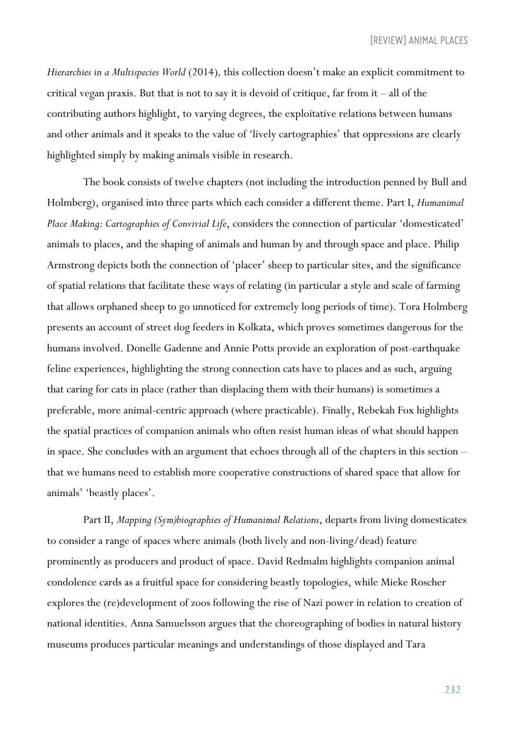*Hierarchies in a Multispecies World* (2014), this collection doesn't make an explicit commitment to critical vegan praxis. But that is not to say it is devoid of critique, far from it – all of the contributing authors highlight, to varying degrees, the exploitative relations between humans and other animals and it speaks to the value of 'lively cartographies' that oppressions are clearly highlighted simply by making animals visible in research.

The book consists of twelve chapters (not including the introduction penned by Bull and Holmberg), organised into three parts which each consider a different theme. Part I, *Humanimal Place Making: Cartographies of Convivial Life*, considers the connection of particular 'domesticated' animals to places, and the shaping of animals and human by and through space and place. Philip Armstrong depicts both the connection of 'placer' sheep to particular sites, and the significance of spatial relations that facilitate these ways of relating (in particular a style and scale of farming that allows orphaned sheep to go unnoticed for extremely long periods of time). Tora Holmberg presents an account of street dog feeders in Kolkata, which proves sometimes dangerous for the humans involved. Donelle Gadenne and Annie Potts provide an exploration of post-earthquake feline experiences, highlighting the strong connection cats have to places and as such, arguing that caring for cats in place (rather than displacing them with their humans) is sometimes a preferable, more animal-centric approach (where practicable). Finally, Rebekah Fox highlights the spatial practices of companion animals who often resist human ideas of what should happen in space. She concludes with an argument that echoes through all of the chapters in this section – that we humans need to establish more cooperative constructions of shared space that allow for animals' 'beastly places'.

Part II, *Mapping (Sym)biographies of Humanimal Relations*, departs from living domesticates to consider a range of spaces where animals (both lively and non-living/dead) feature prominently as producers and product of space. David Redmalm highlights companion animal condolence cards as a fruitful space for considering beastly topologies, while Mieke Roscher explores the (re)development of zoos following the rise of Nazi power in relation to creation of national identities. Anna Samuelsson argues that the choreographing of bodies in natural history museums produces particular meanings and understandings of those displayed and Tara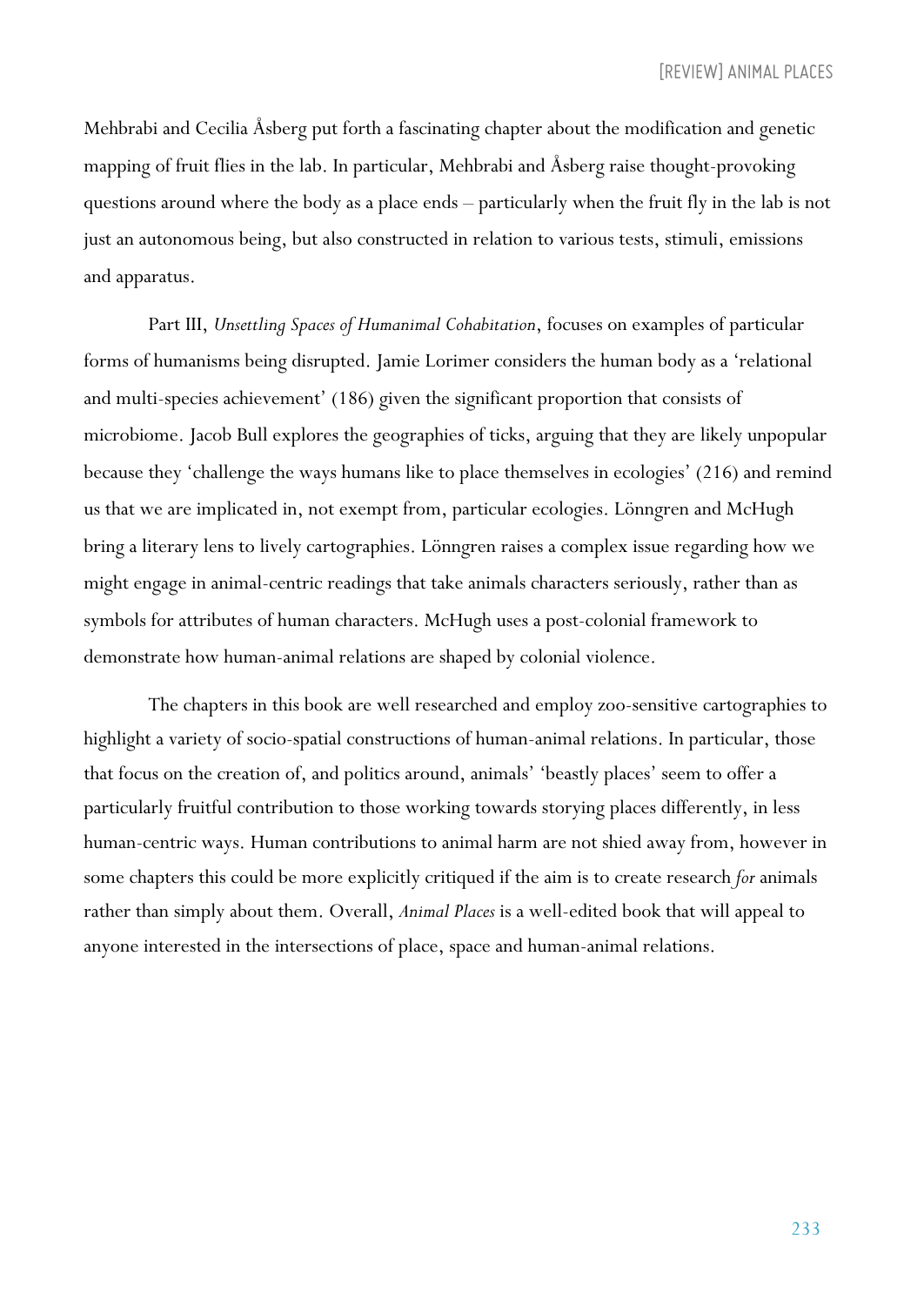Mehbrabi and Cecilia Åsberg put forth a fascinating chapter about the modification and genetic mapping of fruit flies in the lab. In particular, Mehbrabi and Åsberg raise thought-provoking questions around where the body as a place ends – particularly when the fruit fly in the lab is not just an autonomous being, but also constructed in relation to various tests, stimuli, emissions and apparatus.

Part III, *Unsettling Spaces of Humanimal Cohabitation*, focuses on examples of particular forms of humanisms being disrupted. Jamie Lorimer considers the human body as a 'relational and multi-species achievement' (186) given the significant proportion that consists of microbiome. Jacob Bull explores the geographies of ticks, arguing that they are likely unpopular because they 'challenge the ways humans like to place themselves in ecologies' (216) and remind us that we are implicated in, not exempt from, particular ecologies. Lönngren and McHugh bring a literary lens to lively cartographies. Lönngren raises a complex issue regarding how we might engage in animal-centric readings that take animals characters seriously, rather than as symbols for attributes of human characters. McHugh uses a post-colonial framework to demonstrate how human-animal relations are shaped by colonial violence.

The chapters in this book are well researched and employ zoo-sensitive cartographies to highlight a variety of socio-spatial constructions of human-animal relations. In particular, those that focus on the creation of, and politics around, animals' 'beastly places' seem to offer a particularly fruitful contribution to those working towards storying places differently, in less human-centric ways. Human contributions to animal harm are not shied away from, however in some chapters this could be more explicitly critiqued if the aim is to create research *for* animals rather than simply about them. Overall, *Animal Places* is a well-edited book that will appeal to anyone interested in the intersections of place, space and human-animal relations.